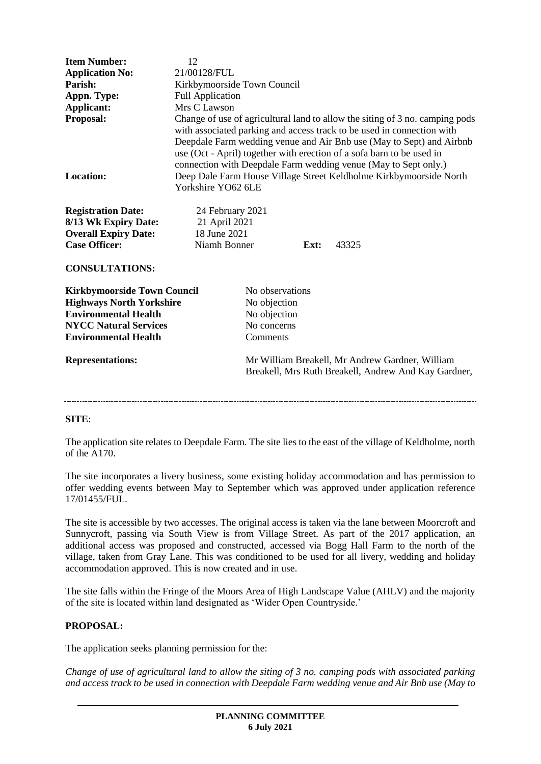| | |
|---|---|
| **Item Number:** | 12 |
| **Application No:** | 21/00128/FUL |
| **Parish:** | Kirkbymoorside Town Council |
| **Appn. Type:** | Full Application |
| **Applicant:** | Mrs C Lawson |
| **Proposal:** | Change of use of agricultural land to allow the siting of 3 no. camping pods with associated parking and access track to be used in connection with Deepdale Farm wedding venue and Air Bnb use (May to Sept) and Airbnb use (Oct - April) together with erection of a sofa barn to be used in connection with Deepdale Farm wedding venue (May to Sept only.) |
| **Location:** | Deep Dale Farm House Village Street Keldholme Kirkbymoorside North Yorkshire YO62 6LE |

| | | | |
|---|---|---|---|
| **Registration Date:** | 24 February 2021 | | |
| **8/13 Wk Expiry Date:** | 21 April 2021 | | |
| **Overall Expiry Date:** | 18 June 2021 | | |
| **Case Officer:** | Niamh Bonner | **Ext:** | 43325 |

**CONSULTATIONS:**

| | |
|---|---|
| **Kirkbymoorside Town Council** | No observations |
| **Highways North Yorkshire** | No objection |
| **Environmental Health** | No objection |
| **NYCC Natural Services** | No concerns |
| **Environmental Health** | Comments |

| | |
|---|---|
| **Representations:** | Mr William Breakell, Mr Andrew Gardner, William Breakell, Mrs Ruth Breakell, Andrew And Kay Gardner, |

---

**SITE**:

The application site relates to Deepdale Farm. The site lies to the east of the village of Keldholme, north of the A170.

The site incorporates a livery business, some existing holiday accommodation and has permission to offer wedding events between May to September which was approved under application reference 17/01455/FUL.

The site is accessible by two accesses. The original access is taken via the lane between Moorcroft and Sunnycroft, passing via South View is from Village Street. As part of the 2017 application, an additional access was proposed and constructed, accessed via Bogg Hall Farm to the north of the village, taken from Gray Lane. This was conditioned to be used for all livery, wedding and holiday accommodation approved. This is now created and in use.

The site falls within the Fringe of the Moors Area of High Landscape Value (AHLV) and the majority of the site is located within land designated as 'Wider Open Countryside.'

**PROPOSAL:**

The application seeks planning permission for the:

*Change of use of agricultural land to allow the siting of 3 no. camping pods with associated parking and access track to be used in connection with Deepdale Farm wedding venue and Air Bnb use (May to*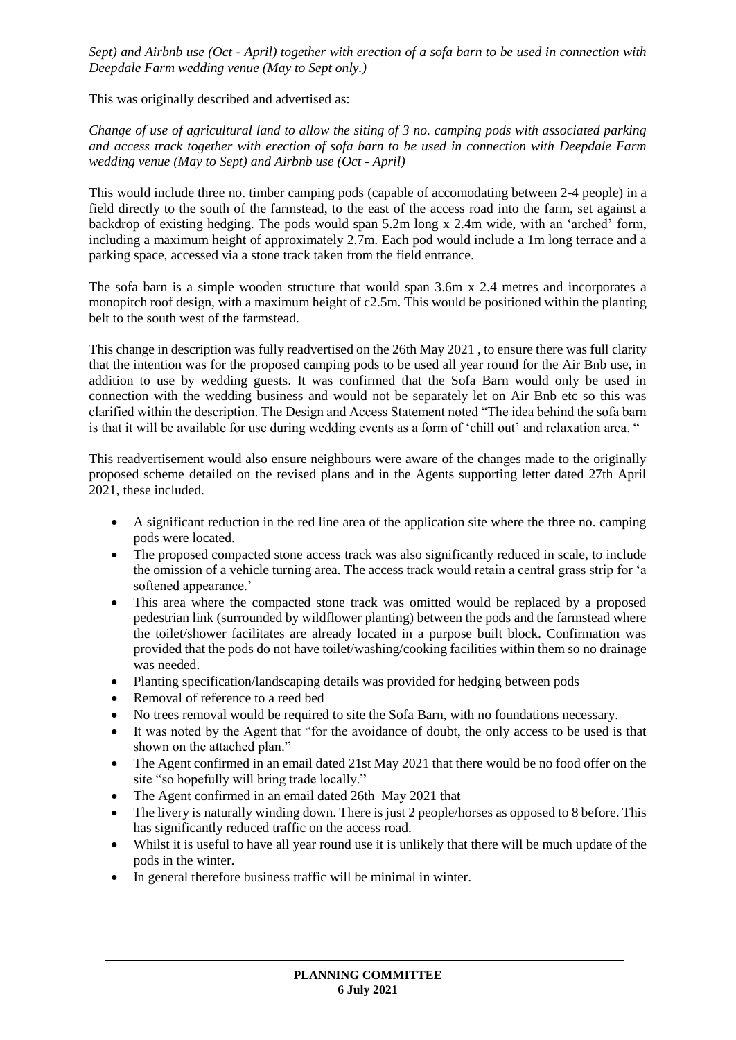*Sept) and Airbnb use (Oct - April) together with erection of a sofa barn to be used in connection with Deepdale Farm wedding venue (May to Sept only.)*

This was originally described and advertised as:

*Change of use of agricultural land to allow the siting of 3 no. camping pods with associated parking and access track together with erection of sofa barn to be used in connection with Deepdale Farm wedding venue (May to Sept) and Airbnb use (Oct - April)*

This would include three no. timber camping pods (capable of accomodating between 2-4 people) in a field directly to the south of the farmstead, to the east of the access road into the farm, set against a backdrop of existing hedging. The pods would span 5.2m long x 2.4m wide, with an 'arched' form, including a maximum height of approximately 2.7m. Each pod would include a 1m long terrace and a parking space, accessed via a stone track taken from the field entrance.

The sofa barn is a simple wooden structure that would span 3.6m x 2.4 metres and incorporates a monopitch roof design, with a maximum height of c2.5m. This would be positioned within the planting belt to the south west of the farmstead.

This change in description was fully readvertised on the 26th May 2021 , to ensure there was full clarity that the intention was for the proposed camping pods to be used all year round for the Air Bnb use, in addition to use by wedding guests. It was confirmed that the Sofa Barn would only be used in connection with the wedding business and would not be separately let on Air Bnb etc so this was clarified within the description. The Design and Access Statement noted "The idea behind the sofa barn is that it will be available for use during wedding events as a form of 'chill out' and relaxation area. "

This readvertisement would also ensure neighbours were aware of the changes made to the originally proposed scheme detailed on the revised plans and in the Agents supporting letter dated 27th April 2021, these included.

- A significant reduction in the red line area of the application site where the three no. camping pods were located.
- The proposed compacted stone access track was also significantly reduced in scale, to include the omission of a vehicle turning area. The access track would retain a central grass strip for 'a softened appearance.'
- This area where the compacted stone track was omitted would be replaced by a proposed pedestrian link (surrounded by wildflower planting) between the pods and the farmstead where the toilet/shower facilitates are already located in a purpose built block. Confirmation was provided that the pods do not have toilet/washing/cooking facilities within them so no drainage was needed.
- Planting specification/landscaping details was provided for hedging between pods
- Removal of reference to a reed bed
- No trees removal would be required to site the Sofa Barn, with no foundations necessary.
- It was noted by the Agent that "for the avoidance of doubt, the only access to be used is that shown on the attached plan."
- The Agent confirmed in an email dated 21st May 2021 that there would be no food offer on the site "so hopefully will bring trade locally."
- The Agent confirmed in an email dated 26th May 2021 that
- The livery is naturally winding down. There is just 2 people/horses as opposed to 8 before. This has significantly reduced traffic on the access road.
- Whilst it is useful to have all year round use it is unlikely that there will be much update of the pods in the winter.
- In general therefore business traffic will be minimal in winter.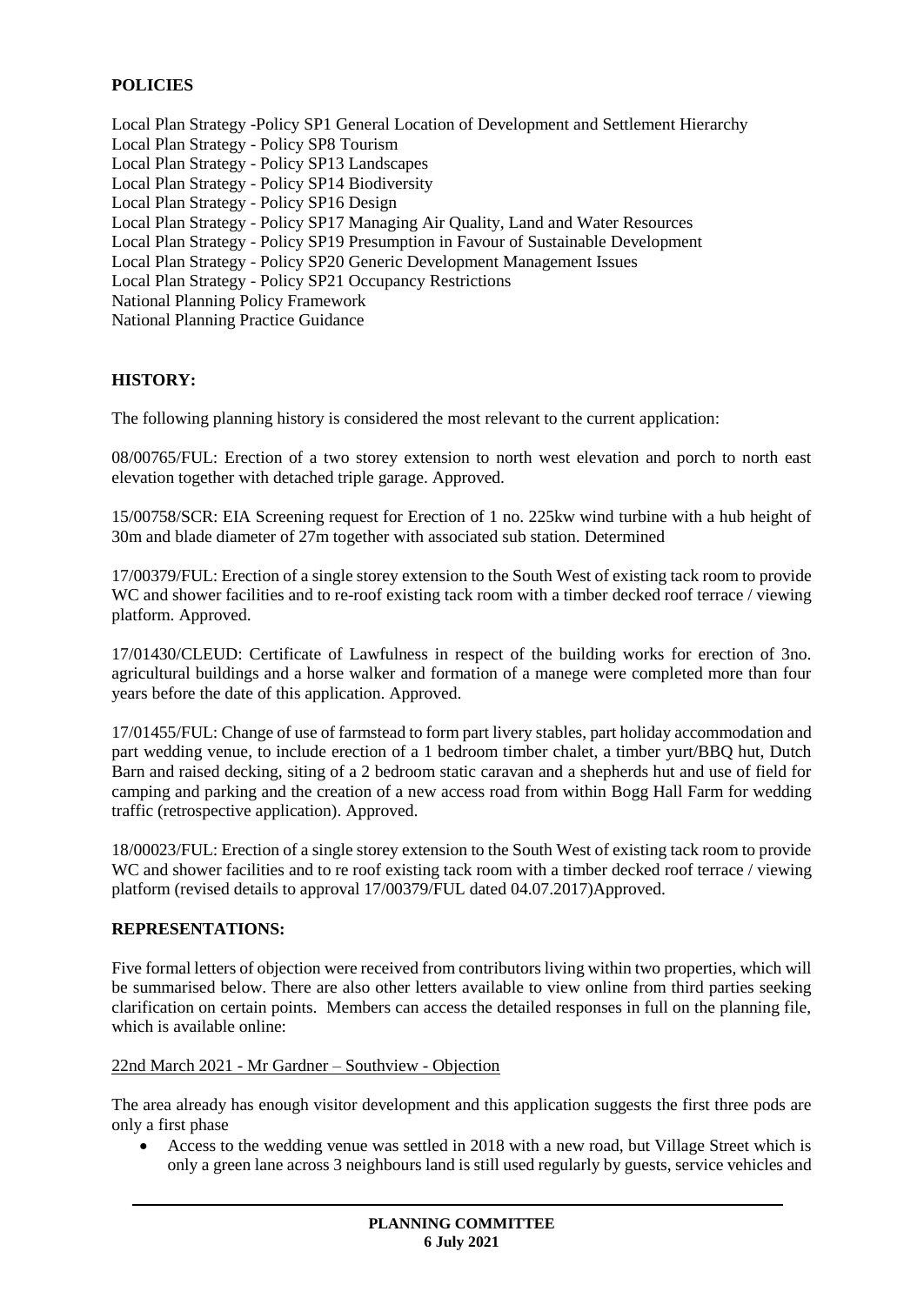## POLICIES

Local Plan Strategy -Policy SP1 General Location of Development and Settlement Hierarchy
Local Plan Strategy - Policy SP8 Tourism
Local Plan Strategy - Policy SP13 Landscapes
Local Plan Strategy - Policy SP14 Biodiversity
Local Plan Strategy - Policy SP16 Design
Local Plan Strategy - Policy SP17 Managing Air Quality, Land and Water Resources
Local Plan Strategy - Policy SP19 Presumption in Favour of Sustainable Development
Local Plan Strategy - Policy SP20 Generic Development Management Issues
Local Plan Strategy - Policy SP21 Occupancy Restrictions
National Planning Policy Framework
National Planning Practice Guidance

## HISTORY:

The following planning history is considered the most relevant to the current application:

08/00765/FUL: Erection of a two storey extension to north west elevation and porch to north east elevation together with detached triple garage. Approved.

15/00758/SCR: EIA Screening request for Erection of 1 no. 225kw wind turbine with a hub height of 30m and blade diameter of 27m together with associated sub station. Determined

17/00379/FUL: Erection of a single storey extension to the South West of existing tack room to provide WC and shower facilities and to re-roof existing tack room with a timber decked roof terrace / viewing platform. Approved.

17/01430/CLEUD: Certificate of Lawfulness in respect of the building works for erection of 3no. agricultural buildings and a horse walker and formation of a manege were completed more than four years before the date of this application. Approved.

17/01455/FUL: Change of use of farmstead to form part livery stables, part holiday accommodation and part wedding venue, to include erection of a 1 bedroom timber chalet, a timber yurt/BBQ hut, Dutch Barn and raised decking, siting of a 2 bedroom static caravan and a shepherds hut and use of field for camping and parking and the creation of a new access road from within Bogg Hall Farm for wedding traffic (retrospective application). Approved.

18/00023/FUL: Erection of a single storey extension to the South West of existing tack room to provide WC and shower facilities and to re roof existing tack room with a timber decked roof terrace / viewing platform (revised details to approval 17/00379/FUL dated 04.07.2017)Approved.

## REPRESENTATIONS:

Five formal letters of objection were received from contributors living within two properties, which will be summarised below. There are also other letters available to view online from third parties seeking clarification on certain points. Members can access the detailed responses in full on the planning file, which is available online:

22nd March 2021 - Mr Gardner – Southview - Objection

The area already has enough visitor development and this application suggests the first three pods are only a first phase

- Access to the wedding venue was settled in 2018 with a new road, but Village Street which is only a green lane across 3 neighbours land is still used regularly by guests, service vehicles and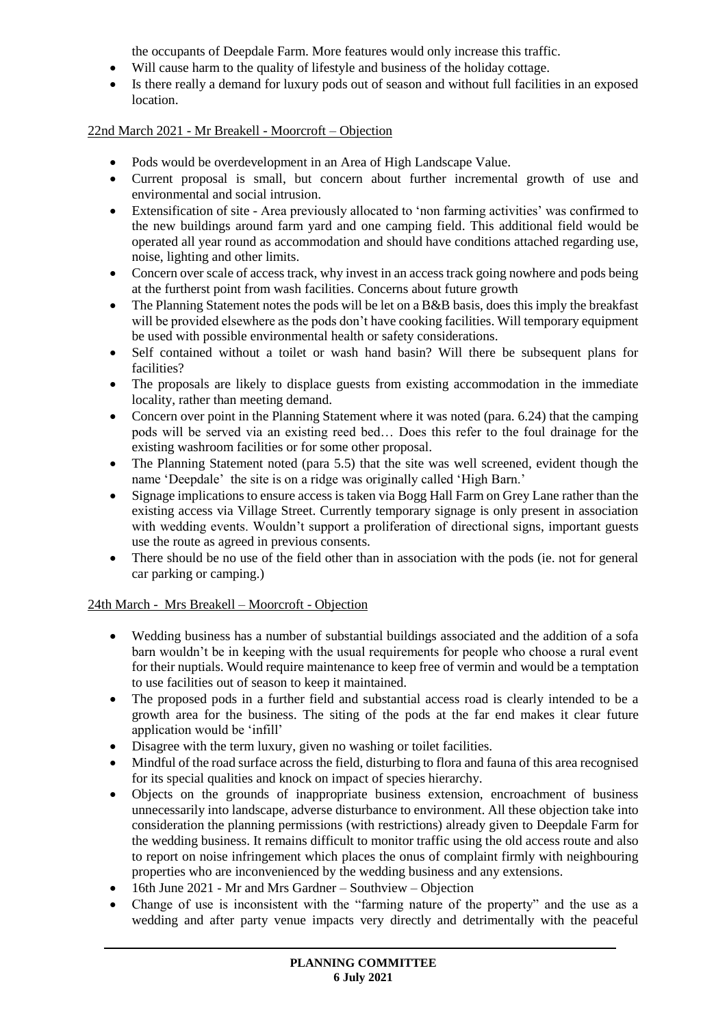the occupants of Deepdale Farm. More features would only increase this traffic.

- Will cause harm to the quality of lifestyle and business of the holiday cottage.
- Is there really a demand for luxury pods out of season and without full facilities in an exposed location.

22nd March 2021 - Mr Breakell - Moorcroft – Objection

- Pods would be overdevelopment in an Area of High Landscape Value.
- Current proposal is small, but concern about further incremental growth of use and environmental and social intrusion.
- Extensification of site - Area previously allocated to 'non farming activities' was confirmed to the new buildings around farm yard and one camping field. This additional field would be operated all year round as accommodation and should have conditions attached regarding use, noise, lighting and other limits.
- Concern over scale of access track, why invest in an access track going nowhere and pods being at the furtherst point from wash facilities. Concerns about future growth
- The Planning Statement notes the pods will be let on a B&B basis, does this imply the breakfast will be provided elsewhere as the pods don't have cooking facilities. Will temporary equipment be used with possible environmental health or safety considerations.
- Self contained without a toilet or wash hand basin? Will there be subsequent plans for facilities?
- The proposals are likely to displace guests from existing accommodation in the immediate locality, rather than meeting demand.
- Concern over point in the Planning Statement where it was noted (para. 6.24) that the camping pods will be served via an existing reed bed… Does this refer to the foul drainage for the existing washroom facilities or for some other proposal.
- The Planning Statement noted (para 5.5) that the site was well screened, evident though the name 'Deepdale' the site is on a ridge was originally called 'High Barn.'
- Signage implications to ensure access is taken via Bogg Hall Farm on Grey Lane rather than the existing access via Village Street. Currently temporary signage is only present in association with wedding events. Wouldn't support a proliferation of directional signs, important guests use the route as agreed in previous consents.
- There should be no use of the field other than in association with the pods (ie. not for general car parking or camping.)

24th March - Mrs Breakell – Moorcroft - Objection

- Wedding business has a number of substantial buildings associated and the addition of a sofa barn wouldn't be in keeping with the usual requirements for people who choose a rural event for their nuptials. Would require maintenance to keep free of vermin and would be a temptation to use facilities out of season to keep it maintained.
- The proposed pods in a further field and substantial access road is clearly intended to be a growth area for the business. The siting of the pods at the far end makes it clear future application would be 'infill'
- Disagree with the term luxury, given no washing or toilet facilities.
- Mindful of the road surface across the field, disturbing to flora and fauna of this area recognised for its special qualities and knock on impact of species hierarchy.
- Objects on the grounds of inappropriate business extension, encroachment of business unnecessarily into landscape, adverse disturbance to environment. All these objection take into consideration the planning permissions (with restrictions) already given to Deepdale Farm for the wedding business. It remains difficult to monitor traffic using the old access route and also to report on noise infringement which places the onus of complaint firmly with neighbouring properties who are inconvenienced by the wedding business and any extensions.
- 16th June 2021 - Mr and Mrs Gardner – Southview – Objection
- Change of use is inconsistent with the "farming nature of the property" and the use as a wedding and after party venue impacts very directly and detrimentally with the peaceful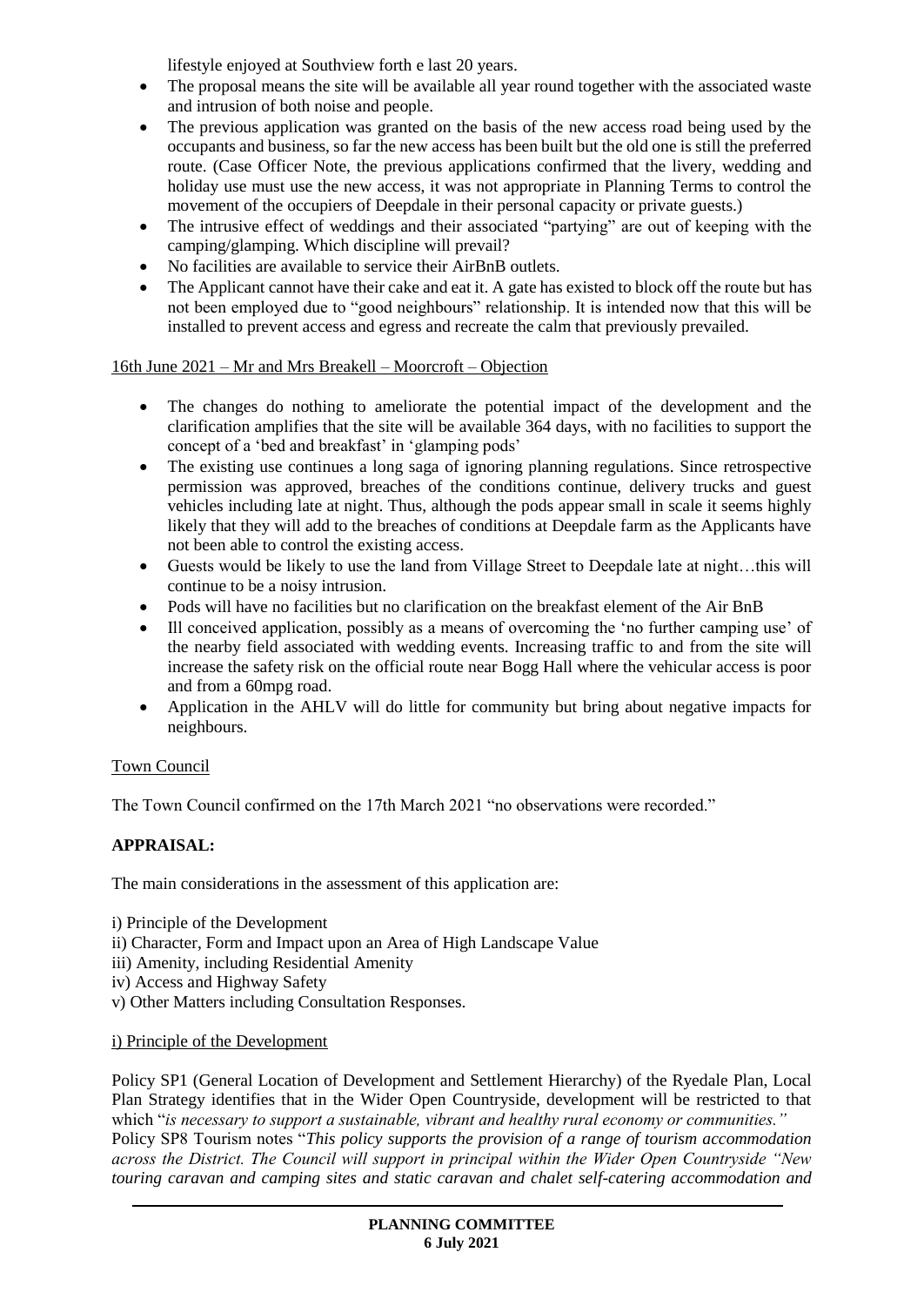lifestyle enjoyed at Southview forth e last 20 years.

- The proposal means the site will be available all year round together with the associated waste and intrusion of both noise and people.
- The previous application was granted on the basis of the new access road being used by the occupants and business, so far the new access has been built but the old one is still the preferred route. (Case Officer Note, the previous applications confirmed that the livery, wedding and holiday use must use the new access, it was not appropriate in Planning Terms to control the movement of the occupiers of Deepdale in their personal capacity or private guests.)
- The intrusive effect of weddings and their associated "partying" are out of keeping with the camping/glamping. Which discipline will prevail?
- No facilities are available to service their AirBnB outlets.
- The Applicant cannot have their cake and eat it. A gate has existed to block off the route but has not been employed due to "good neighbours" relationship. It is intended now that this will be installed to prevent access and egress and recreate the calm that previously prevailed.

16th June 2021 – Mr and Mrs Breakell – Moorcroft – Objection

- The changes do nothing to ameliorate the potential impact of the development and the clarification amplifies that the site will be available 364 days, with no facilities to support the concept of a 'bed and breakfast' in 'glamping pods'
- The existing use continues a long saga of ignoring planning regulations. Since retrospective permission was approved, breaches of the conditions continue, delivery trucks and guest vehicles including late at night. Thus, although the pods appear small in scale it seems highly likely that they will add to the breaches of conditions at Deepdale farm as the Applicants have not been able to control the existing access.
- Guests would be likely to use the land from Village Street to Deepdale late at night…this will continue to be a noisy intrusion.
- Pods will have no facilities but no clarification on the breakfast element of the Air BnB
- Ill conceived application, possibly as a means of overcoming the 'no further camping use' of the nearby field associated with wedding events. Increasing traffic to and from the site will increase the safety risk on the official route near Bogg Hall where the vehicular access is poor and from a 60mpg road.
- Application in the AHLV will do little for community but bring about negative impacts for neighbours.

Town Council

The Town Council confirmed on the 17th March 2021 "no observations were recorded."

**APPRAISAL:**

The main considerations in the assessment of this application are:

i) Principle of the Development
ii) Character, Form and Impact upon an Area of High Landscape Value
iii) Amenity, including Residential Amenity
iv) Access and Highway Safety
v) Other Matters including Consultation Responses.

i) Principle of the Development

Policy SP1 (General Location of Development and Settlement Hierarchy) of the Ryedale Plan, Local Plan Strategy identifies that in the Wider Open Countryside, development will be restricted to that which "*is necessary to support a sustainable, vibrant and healthy rural economy or communities.*"
Policy SP8 Tourism notes "*This policy supports the provision of a range of tourism accommodation across the District. The Council will support in principal within the Wider Open Countryside "New touring caravan and camping sites and static caravan and chalet self-catering accommodation and*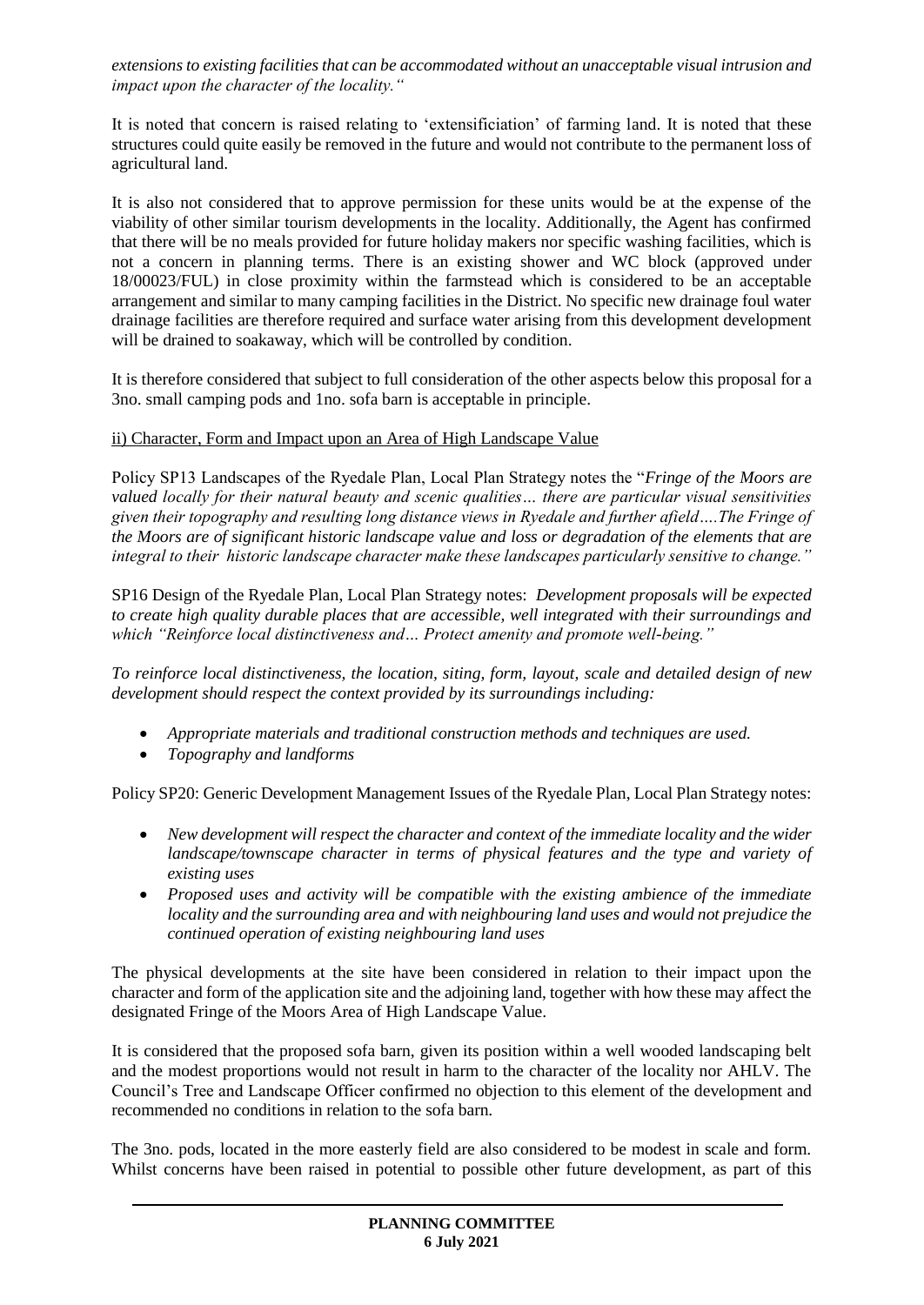*extensions to existing facilities that can be accommodated without an unacceptable visual intrusion and impact upon the character of the locality."*

It is noted that concern is raised relating to 'extensificiation' of farming land. It is noted that these structures could quite easily be removed in the future and would not contribute to the permanent loss of agricultural land.

It is also not considered that to approve permission for these units would be at the expense of the viability of other similar tourism developments in the locality. Additionally, the Agent has confirmed that there will be no meals provided for future holiday makers nor specific washing facilities, which is not a concern in planning terms. There is an existing shower and WC block (approved under 18/00023/FUL) in close proximity within the farmstead which is considered to be an acceptable arrangement and similar to many camping facilities in the District. No specific new drainage foul water drainage facilities are therefore required and surface water arising from this development development will be drained to soakaway, which will be controlled by condition.

It is therefore considered that subject to full consideration of the other aspects below this proposal for a 3no. small camping pods and 1no. sofa barn is acceptable in principle.

ii) Character, Form and Impact upon an Area of High Landscape Value

Policy SP13 Landscapes of the Ryedale Plan, Local Plan Strategy notes the "*Fringe of the Moors are valued locally for their natural beauty and scenic qualities… there are particular visual sensitivities given their topography and resulting long distance views in Ryedale and further afield….The Fringe of the Moors are of significant historic landscape value and loss or degradation of the elements that are integral to their historic landscape character make these landscapes particularly sensitive to change."*

SP16 Design of the Ryedale Plan, Local Plan Strategy notes: *Development proposals will be expected to create high quality durable places that are accessible, well integrated with their surroundings and which "Reinforce local distinctiveness and… Protect amenity and promote well-being."*

*To reinforce local distinctiveness, the location, siting, form, layout, scale and detailed design of new development should respect the context provided by its surroundings including:*

- *Appropriate materials and traditional construction methods and techniques are used.*
- *Topography and landforms*

Policy SP20: Generic Development Management Issues of the Ryedale Plan, Local Plan Strategy notes:

- *New development will respect the character and context of the immediate locality and the wider landscape/townscape character in terms of physical features and the type and variety of existing uses*
- *Proposed uses and activity will be compatible with the existing ambience of the immediate locality and the surrounding area and with neighbouring land uses and would not prejudice the continued operation of existing neighbouring land uses*

The physical developments at the site have been considered in relation to their impact upon the character and form of the application site and the adjoining land, together with how these may affect the designated Fringe of the Moors Area of High Landscape Value.

It is considered that the proposed sofa barn, given its position within a well wooded landscaping belt and the modest proportions would not result in harm to the character of the locality nor AHLV. The Council's Tree and Landscape Officer confirmed no objection to this element of the development and recommended no conditions in relation to the sofa barn.

The 3no. pods, located in the more easterly field are also considered to be modest in scale and form. Whilst concerns have been raised in potential to possible other future development, as part of this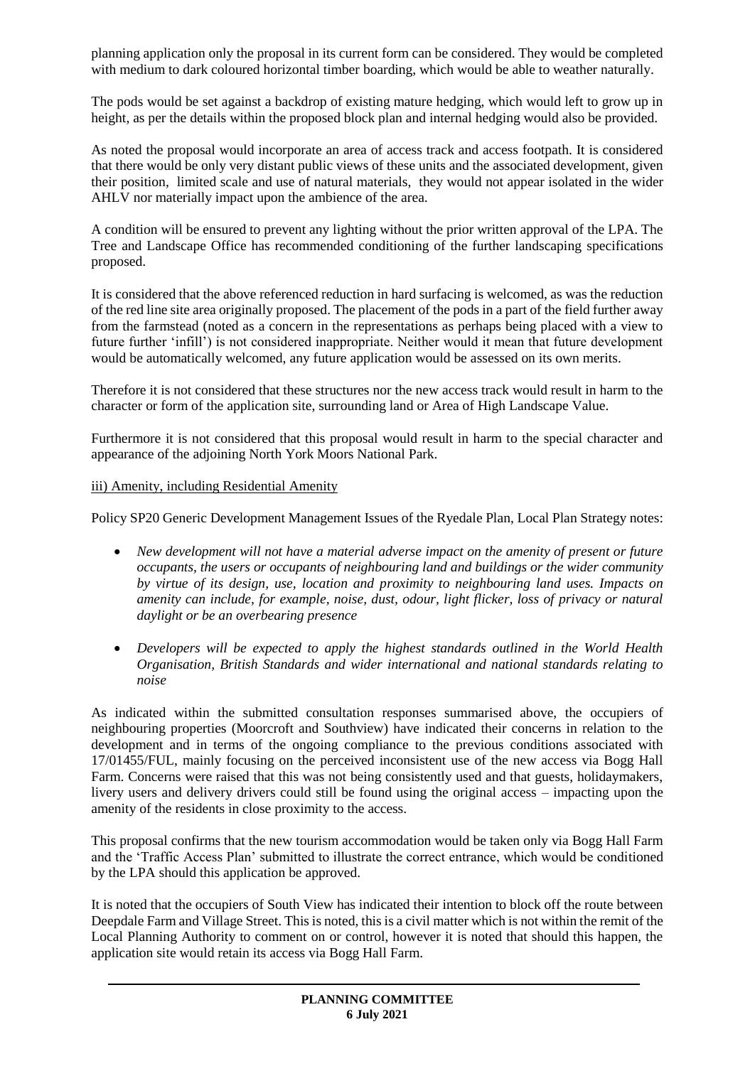planning application only the proposal in its current form can be considered. They would be completed with medium to dark coloured horizontal timber boarding, which would be able to weather naturally.

The pods would be set against a backdrop of existing mature hedging, which would left to grow up in height, as per the details within the proposed block plan and internal hedging would also be provided.

As noted the proposal would incorporate an area of access track and access footpath. It is considered that there would be only very distant public views of these units and the associated development, given their position, limited scale and use of natural materials, they would not appear isolated in the wider AHLV nor materially impact upon the ambience of the area.

A condition will be ensured to prevent any lighting without the prior written approval of the LPA. The Tree and Landscape Office has recommended conditioning of the further landscaping specifications proposed.

It is considered that the above referenced reduction in hard surfacing is welcomed, as was the reduction of the red line site area originally proposed. The placement of the pods in a part of the field further away from the farmstead (noted as a concern in the representations as perhaps being placed with a view to future further 'infill') is not considered inappropriate. Neither would it mean that future development would be automatically welcomed, any future application would be assessed on its own merits.

Therefore it is not considered that these structures nor the new access track would result in harm to the character or form of the application site, surrounding land or Area of High Landscape Value.

Furthermore it is not considered that this proposal would result in harm to the special character and appearance of the adjoining North York Moors National Park.

iii) Amenity, including Residential Amenity

Policy SP20 Generic Development Management Issues of the Ryedale Plan, Local Plan Strategy notes:

- *New development will not have a material adverse impact on the amenity of present or future occupants, the users or occupants of neighbouring land and buildings or the wider community by virtue of its design, use, location and proximity to neighbouring land uses. Impacts on amenity can include, for example, noise, dust, odour, light flicker, loss of privacy or natural daylight or be an overbearing presence*
- *Developers will be expected to apply the highest standards outlined in the World Health Organisation, British Standards and wider international and national standards relating to noise*

As indicated within the submitted consultation responses summarised above, the occupiers of neighbouring properties (Moorcroft and Southview) have indicated their concerns in relation to the development and in terms of the ongoing compliance to the previous conditions associated with 17/01455/FUL, mainly focusing on the perceived inconsistent use of the new access via Bogg Hall Farm. Concerns were raised that this was not being consistently used and that guests, holidaymakers, livery users and delivery drivers could still be found using the original access – impacting upon the amenity of the residents in close proximity to the access.

This proposal confirms that the new tourism accommodation would be taken only via Bogg Hall Farm and the 'Traffic Access Plan' submitted to illustrate the correct entrance, which would be conditioned by the LPA should this application be approved.

It is noted that the occupiers of South View has indicated their intention to block off the route between Deepdale Farm and Village Street. This is noted, this is a civil matter which is not within the remit of the Local Planning Authority to comment on or control, however it is noted that should this happen, the application site would retain its access via Bogg Hall Farm.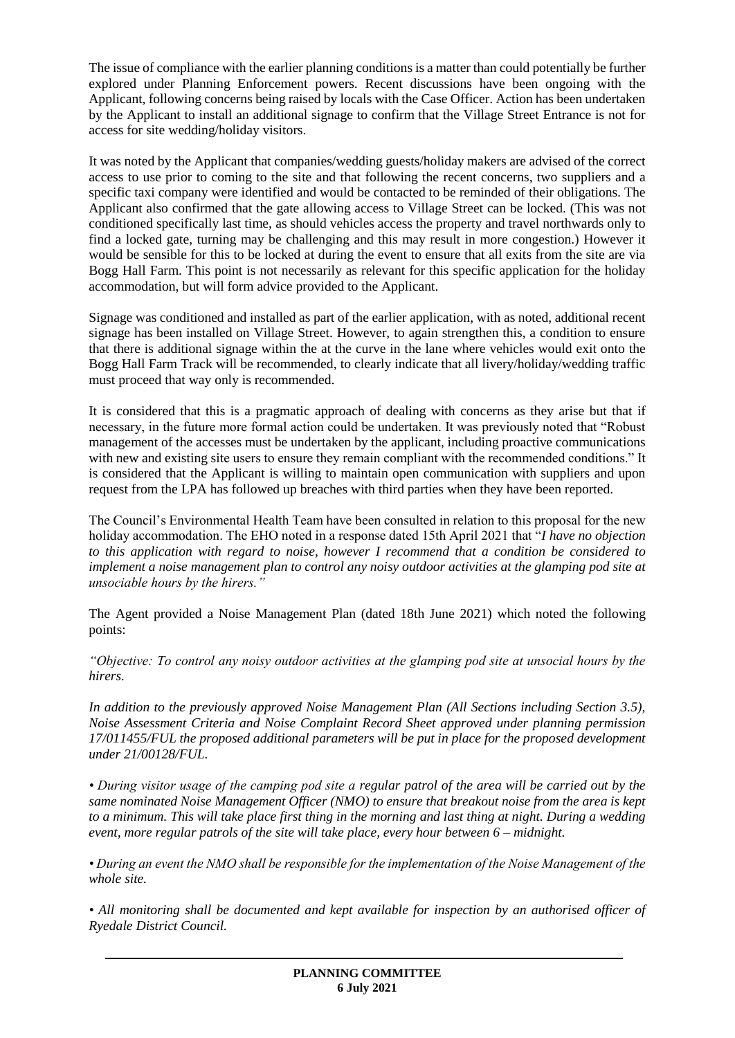The issue of compliance with the earlier planning conditions is a matter than could potentially be further explored under Planning Enforcement powers. Recent discussions have been ongoing with the Applicant, following concerns being raised by locals with the Case Officer. Action has been undertaken by the Applicant to install an additional signage to confirm that the Village Street Entrance is not for access for site wedding/holiday visitors.

It was noted by the Applicant that companies/wedding guests/holiday makers are advised of the correct access to use prior to coming to the site and that following the recent concerns, two suppliers and a specific taxi company were identified and would be contacted to be reminded of their obligations. The Applicant also confirmed that the gate allowing access to Village Street can be locked. (This was not conditioned specifically last time, as should vehicles access the property and travel northwards only to find a locked gate, turning may be challenging and this may result in more congestion.) However it would be sensible for this to be locked at during the event to ensure that all exits from the site are via Bogg Hall Farm. This point is not necessarily as relevant for this specific application for the holiday accommodation, but will form advice provided to the Applicant.

Signage was conditioned and installed as part of the earlier application, with as noted, additional recent signage has been installed on Village Street. However, to again strengthen this, a condition to ensure that there is additional signage within the at the curve in the lane where vehicles would exit onto the Bogg Hall Farm Track will be recommended, to clearly indicate that all livery/holiday/wedding traffic must proceed that way only is recommended.

It is considered that this is a pragmatic approach of dealing with concerns as they arise but that if necessary, in the future more formal action could be undertaken. It was previously noted that "Robust management of the accesses must be undertaken by the applicant, including proactive communications with new and existing site users to ensure they remain compliant with the recommended conditions." It is considered that the Applicant is willing to maintain open communication with suppliers and upon request from the LPA has followed up breaches with third parties when they have been reported.

The Council's Environmental Health Team have been consulted in relation to this proposal for the new holiday accommodation. The EHO noted in a response dated 15th April 2021 that "*I have no objection to this application with regard to noise, however I recommend that a condition be considered to implement a noise management plan to control any noisy outdoor activities at the glamping pod site at unsociable hours by the hirers.*"

The Agent provided a Noise Management Plan (dated 18th June 2021) which noted the following points:

*"Objective: To control any noisy outdoor activities at the glamping pod site at unsocial hours by the hirers.*

*In addition to the previously approved Noise Management Plan (All Sections including Section 3.5), Noise Assessment Criteria and Noise Complaint Record Sheet approved under planning permission 17/011455/FUL the proposed additional parameters will be put in place for the proposed development under 21/00128/FUL.*

- *During visitor usage of the camping pod site a regular patrol of the area will be carried out by the same nominated Noise Management Officer (NMO) to ensure that breakout noise from the area is kept to a minimum. This will take place first thing in the morning and last thing at night. During a wedding event, more regular patrols of the site will take place, every hour between 6 – midnight.*

- *During an event the NMO shall be responsible for the implementation of the Noise Management of the whole site.*

- *All monitoring shall be documented and kept available for inspection by an authorised officer of Ryedale District Council.*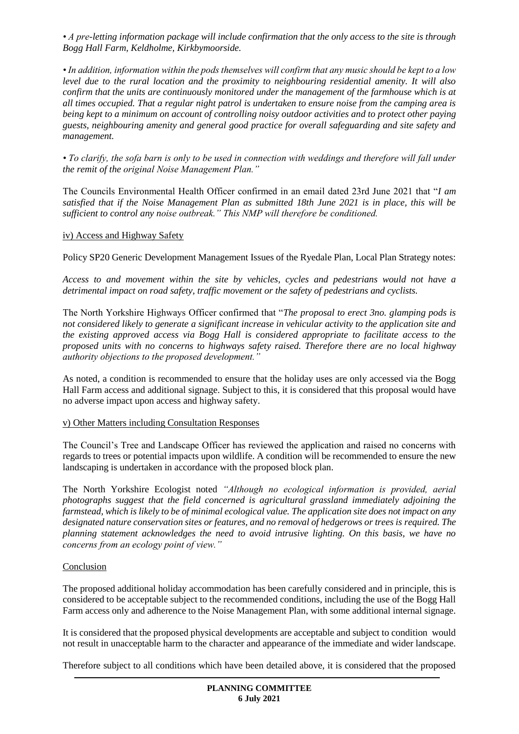*• A pre-letting information package will include confirmation that the only access to the site is through Bogg Hall Farm, Keldholme, Kirkbymoorside.*

*• In addition, information within the pods themselves will confirm that any music should be kept to a low level due to the rural location and the proximity to neighbouring residential amenity. It will also confirm that the units are continuously monitored under the management of the farmhouse which is at all times occupied. That a regular night patrol is undertaken to ensure noise from the camping area is being kept to a minimum on account of controlling noisy outdoor activities and to protect other paying guests, neighbouring amenity and general good practice for overall safeguarding and site safety and management.*

*• To clarify, the sofa barn is only to be used in connection with weddings and therefore will fall under the remit of the original Noise Management Plan."*

The Councils Environmental Health Officer confirmed in an email dated 23rd June 2021 that "*I am satisfied that if the Noise Management Plan as submitted 18th June 2021 is in place, this will be sufficient to control any noise outbreak." This NMP will therefore be conditioned.*

iv) Access and Highway Safety

Policy SP20 Generic Development Management Issues of the Ryedale Plan, Local Plan Strategy notes:

*Access to and movement within the site by vehicles, cycles and pedestrians would not have a detrimental impact on road safety, traffic movement or the safety of pedestrians and cyclists.*

The North Yorkshire Highways Officer confirmed that "*The proposal to erect 3no. glamping pods is not considered likely to generate a significant increase in vehicular activity to the application site and the existing approved access via Bogg Hall is considered appropriate to facilitate access to the proposed units with no concerns to highways safety raised. Therefore there are no local highway authority objections to the proposed development."*

As noted, a condition is recommended to ensure that the holiday uses are only accessed via the Bogg Hall Farm access and additional signage. Subject to this, it is considered that this proposal would have no adverse impact upon access and highway safety.

v) Other Matters including Consultation Responses

The Council's Tree and Landscape Officer has reviewed the application and raised no concerns with regards to trees or potential impacts upon wildlife. A condition will be recommended to ensure the new landscaping is undertaken in accordance with the proposed block plan.

The North Yorkshire Ecologist noted *"Although no ecological information is provided, aerial photographs suggest that the field concerned is agricultural grassland immediately adjoining the farmstead, which is likely to be of minimal ecological value. The application site does not impact on any designated nature conservation sites or features, and no removal of hedgerows or trees is required. The planning statement acknowledges the need to avoid intrusive lighting. On this basis, we have no concerns from an ecology point of view."*

Conclusion

The proposed additional holiday accommodation has been carefully considered and in principle, this is considered to be acceptable subject to the recommended conditions, including the use of the Bogg Hall Farm access only and adherence to the Noise Management Plan, with some additional internal signage.

It is considered that the proposed physical developments are acceptable and subject to condition would not result in unacceptable harm to the character and appearance of the immediate and wider landscape.

Therefore subject to all conditions which have been detailed above, it is considered that the proposed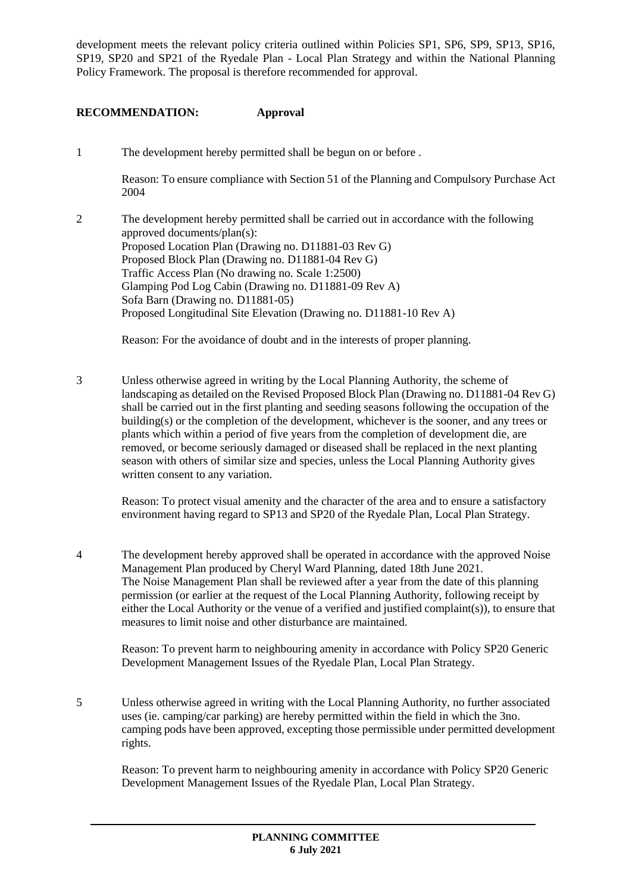development meets the relevant policy criteria outlined within Policies SP1, SP6, SP9, SP13, SP16, SP19, SP20 and SP21 of the Ryedale Plan - Local Plan Strategy and within the National Planning Policy Framework. The proposal is therefore recommended for approval.

**RECOMMENDATION: Approval**

1 The development hereby permitted shall be begun on or before .

Reason: To ensure compliance with Section 51 of the Planning and Compulsory Purchase Act 2004

2 The development hereby permitted shall be carried out in accordance with the following approved documents/plan(s):
Proposed Location Plan (Drawing no. D11881-03 Rev G)
Proposed Block Plan (Drawing no. D11881-04 Rev G)
Traffic Access Plan (No drawing no. Scale 1:2500)
Glamping Pod Log Cabin (Drawing no. D11881-09 Rev A)
Sofa Barn (Drawing no. D11881-05)
Proposed Longitudinal Site Elevation (Drawing no. D11881-10 Rev A)

Reason: For the avoidance of doubt and in the interests of proper planning.

3 Unless otherwise agreed in writing by the Local Planning Authority, the scheme of landscaping as detailed on the Revised Proposed Block Plan (Drawing no. D11881-04 Rev G) shall be carried out in the first planting and seeding seasons following the occupation of the building(s) or the completion of the development, whichever is the sooner, and any trees or plants which within a period of five years from the completion of development die, are removed, or become seriously damaged or diseased shall be replaced in the next planting season with others of similar size and species, unless the Local Planning Authority gives written consent to any variation.

Reason: To protect visual amenity and the character of the area and to ensure a satisfactory environment having regard to SP13 and SP20 of the Ryedale Plan, Local Plan Strategy.

4 The development hereby approved shall be operated in accordance with the approved Noise Management Plan produced by Cheryl Ward Planning, dated 18th June 2021.
The Noise Management Plan shall be reviewed after a year from the date of this planning permission (or earlier at the request of the Local Planning Authority, following receipt by either the Local Authority or the venue of a verified and justified complaint(s)), to ensure that measures to limit noise and other disturbance are maintained.

Reason: To prevent harm to neighbouring amenity in accordance with Policy SP20 Generic Development Management Issues of the Ryedale Plan, Local Plan Strategy.

5 Unless otherwise agreed in writing with the Local Planning Authority, no further associated uses (ie. camping/car parking) are hereby permitted within the field in which the 3no. camping pods have been approved, excepting those permissible under permitted development rights.

Reason: To prevent harm to neighbouring amenity in accordance with Policy SP20 Generic Development Management Issues of the Ryedale Plan, Local Plan Strategy.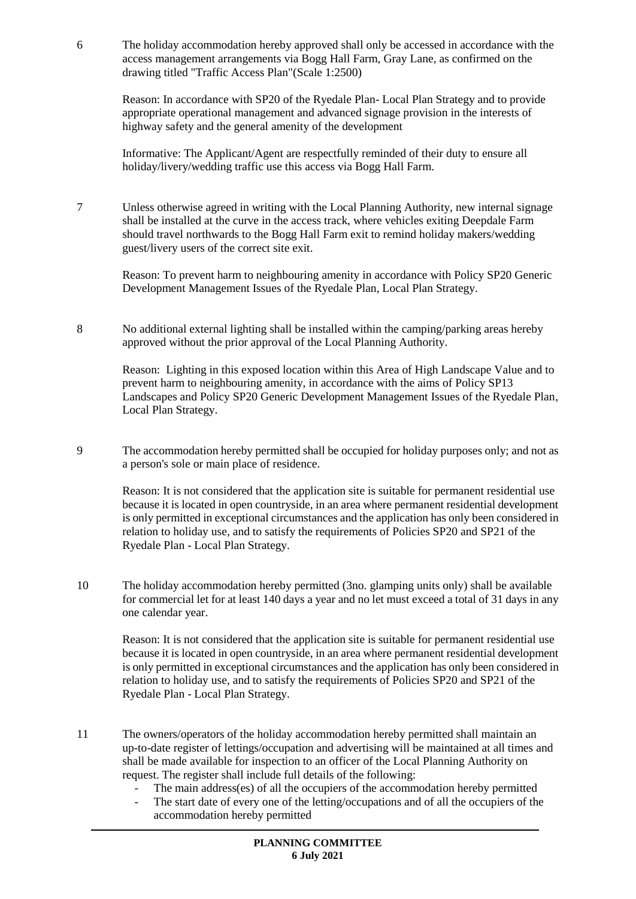6 The holiday accommodation hereby approved shall only be accessed in accordance with the access management arrangements via Bogg Hall Farm, Gray Lane, as confirmed on the drawing titled "Traffic Access Plan"(Scale 1:2500)

Reason: In accordance with SP20 of the Ryedale Plan- Local Plan Strategy and to provide appropriate operational management and advanced signage provision in the interests of highway safety and the general amenity of the development

Informative: The Applicant/Agent are respectfully reminded of their duty to ensure all holiday/livery/wedding traffic use this access via Bogg Hall Farm.

7 Unless otherwise agreed in writing with the Local Planning Authority, new internal signage shall be installed at the curve in the access track, where vehicles exiting Deepdale Farm should travel northwards to the Bogg Hall Farm exit to remind holiday makers/wedding guest/livery users of the correct site exit.

Reason: To prevent harm to neighbouring amenity in accordance with Policy SP20 Generic Development Management Issues of the Ryedale Plan, Local Plan Strategy.

8 No additional external lighting shall be installed within the camping/parking areas hereby approved without the prior approval of the Local Planning Authority.

Reason: Lighting in this exposed location within this Area of High Landscape Value and to prevent harm to neighbouring amenity, in accordance with the aims of Policy SP13 Landscapes and Policy SP20 Generic Development Management Issues of the Ryedale Plan, Local Plan Strategy.

9 The accommodation hereby permitted shall be occupied for holiday purposes only; and not as a person's sole or main place of residence.

Reason: It is not considered that the application site is suitable for permanent residential use because it is located in open countryside, in an area where permanent residential development is only permitted in exceptional circumstances and the application has only been considered in relation to holiday use, and to satisfy the requirements of Policies SP20 and SP21 of the Ryedale Plan - Local Plan Strategy.

10 The holiday accommodation hereby permitted (3no. glamping units only) shall be available for commercial let for at least 140 days a year and no let must exceed a total of 31 days in any one calendar year.

Reason: It is not considered that the application site is suitable for permanent residential use because it is located in open countryside, in an area where permanent residential development is only permitted in exceptional circumstances and the application has only been considered in relation to holiday use, and to satisfy the requirements of Policies SP20 and SP21 of the Ryedale Plan - Local Plan Strategy.

11 The owners/operators of the holiday accommodation hereby permitted shall maintain an up-to-date register of lettings/occupation and advertising will be maintained at all times and shall be made available for inspection to an officer of the Local Planning Authority on request. The register shall include full details of the following:

- The main address(es) of all the occupiers of the accommodation hereby permitted
- The start date of every one of the letting/occupations and of all the occupiers of the accommodation hereby permitted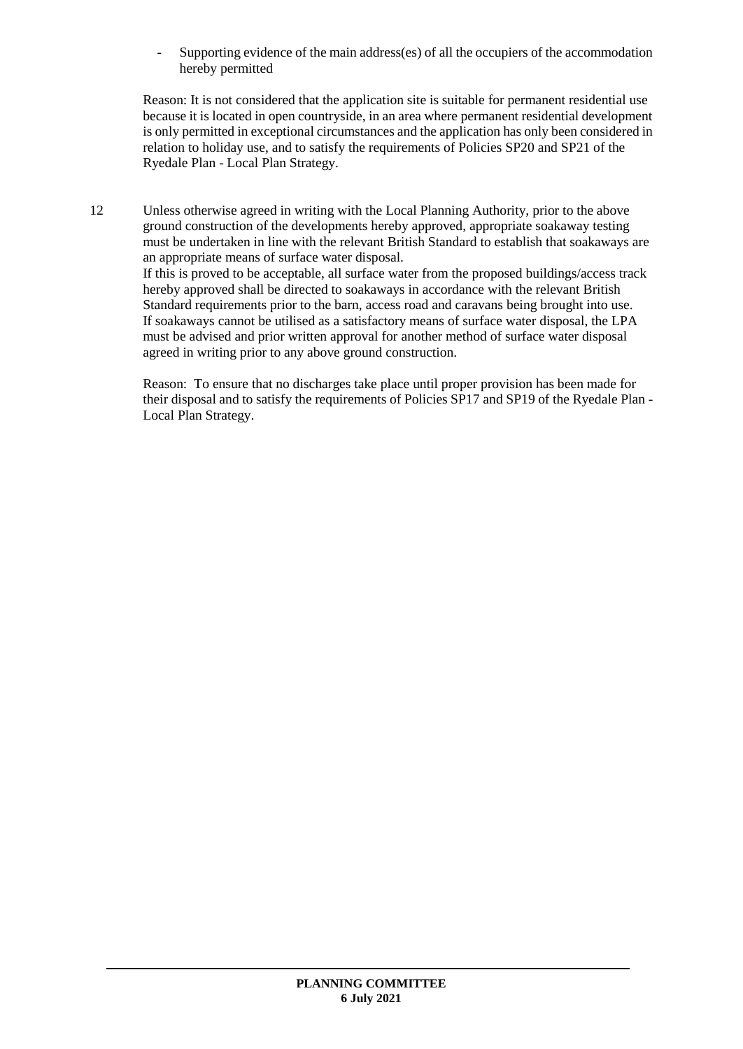- Supporting evidence of the main address(es) of all the occupiers of the accommodation hereby permitted

Reason: It is not considered that the application site is suitable for permanent residential use because it is located in open countryside, in an area where permanent residential development is only permitted in exceptional circumstances and the application has only been considered in relation to holiday use, and to satisfy the requirements of Policies SP20 and SP21 of the Ryedale Plan - Local Plan Strategy.

12 Unless otherwise agreed in writing with the Local Planning Authority, prior to the above ground construction of the developments hereby approved, appropriate soakaway testing must be undertaken in line with the relevant British Standard to establish that soakaways are an appropriate means of surface water disposal.
If this is proved to be acceptable, all surface water from the proposed buildings/access track hereby approved shall be directed to soakaways in accordance with the relevant British Standard requirements prior to the barn, access road and caravans being brought into use.
If soakaways cannot be utilised as a satisfactory means of surface water disposal, the LPA must be advised and prior written approval for another method of surface water disposal agreed in writing prior to any above ground construction.

Reason: To ensure that no discharges take place until proper provision has been made for their disposal and to satisfy the requirements of Policies SP17 and SP19 of the Ryedale Plan - Local Plan Strategy.